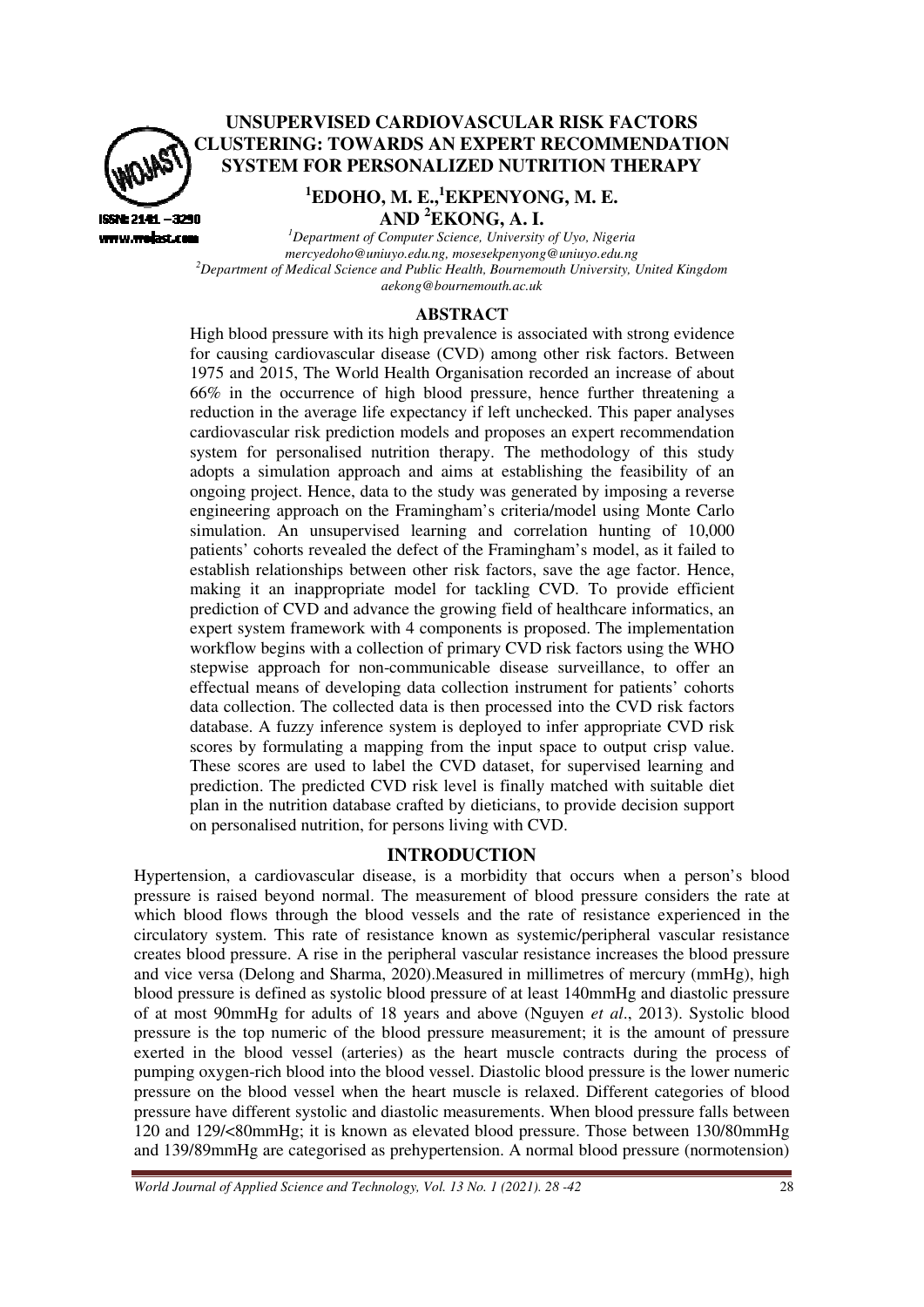# UNSUPERVISED CARDIOVASCULAR RISK FACTORS CLUSTERING: TOWARDS AN EXPERT RECOMMENDATION SYSTEM FOR PERSONALIZED NUTRITION THERAPY

**[1]EDOHO, M. E.,[1]EKPENYONG, M. E. AND [2]EKONG, A. I.**

[1]*Department of Computer Science, University of Uyo, Nigeria*
*mercyedoho@uniuyo.edu.ng, mosesekpenyong@uniuyo.edu.ng*
[2]*Department of Medical Science and Public Health, Bournemouth University, United Kingdom*
*aekong@bournemouth.ac.uk*

## ABSTRACT

High blood pressure with its high prevalence is associated with strong evidence for causing cardiovascular disease (CVD) among other risk factors. Between 1975 and 2015, The World Health Organisation recorded an increase of about 66% in the occurrence of high blood pressure, hence further threatening a reduction in the average life expectancy if left unchecked. This paper analyses cardiovascular risk prediction models and proposes an expert recommendation system for personalised nutrition therapy. The methodology of this study adopts a simulation approach and aims at establishing the feasibility of an ongoing project. Hence, data to the study was generated by imposing a reverse engineering approach on the Framingham's criteria/model using Monte Carlo simulation. An unsupervised learning and correlation hunting of 10,000 patients' cohorts revealed the defect of the Framingham's model, as it failed to establish relationships between other risk factors, save the age factor. Hence, making it an inappropriate model for tackling CVD. To provide efficient prediction of CVD and advance the growing field of healthcare informatics, an expert system framework with 4 components is proposed. The implementation workflow begins with a collection of primary CVD risk factors using the WHO stepwise approach for non-communicable disease surveillance, to offer an effectual means of developing data collection instrument for patients' cohorts data collection. The collected data is then processed into the CVD risk factors database. A fuzzy inference system is deployed to infer appropriate CVD risk scores by formulating a mapping from the input space to output crisp value. These scores are used to label the CVD dataset, for supervised learning and prediction. The predicted CVD risk level is finally matched with suitable diet plan in the nutrition database crafted by dieticians, to provide decision support on personalised nutrition, for persons living with CVD.

## INTRODUCTION

Hypertension, a cardiovascular disease, is a morbidity that occurs when a person's blood pressure is raised beyond normal. The measurement of blood pressure considers the rate at which blood flows through the blood vessels and the rate of resistance experienced in the circulatory system. This rate of resistance known as systemic/peripheral vascular resistance creates blood pressure. A rise in the peripheral vascular resistance increases the blood pressure and vice versa (Delong and Sharma, 2020).Measured in millimetres of mercury (mmHg), high blood pressure is defined as systolic blood pressure of at least 140mmHg and diastolic pressure of at most 90mmHg for adults of 18 years and above (Nguyen *et al*., 2013). Systolic blood pressure is the top numeric of the blood pressure measurement; it is the amount of pressure exerted in the blood vessel (arteries) as the heart muscle contracts during the process of pumping oxygen-rich blood into the blood vessel. Diastolic blood pressure is the lower numeric pressure on the blood vessel when the heart muscle is relaxed. Different categories of blood pressure have different systolic and diastolic measurements. When blood pressure falls between 120 and 129/<80mmHg; it is known as elevated blood pressure. Those between 130/80mmHg and 139/89mmHg are categorised as prehypertension. A normal blood pressure (normotension)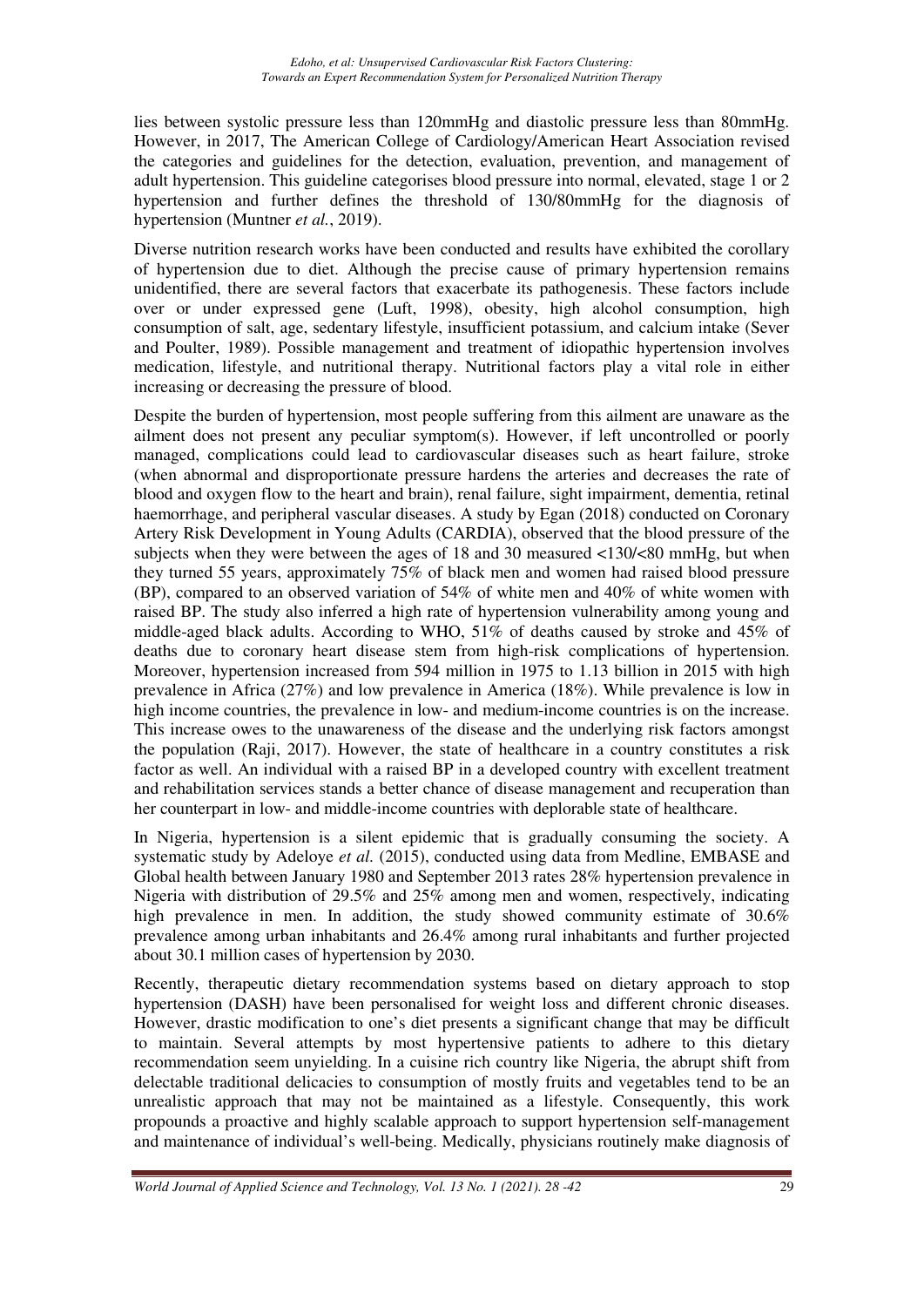lies between systolic pressure less than 120mmHg and diastolic pressure less than 80mmHg. However, in 2017, The American College of Cardiology/American Heart Association revised the categories and guidelines for the detection, evaluation, prevention, and management of adult hypertension. This guideline categorises blood pressure into normal, elevated, stage 1 or 2 hypertension and further defines the threshold of 130/80mmHg for the diagnosis of hypertension (Muntner *et al.*, 2019).

Diverse nutrition research works have been conducted and results have exhibited the corollary of hypertension due to diet. Although the precise cause of primary hypertension remains unidentified, there are several factors that exacerbate its pathogenesis. These factors include over or under expressed gene (Luft, 1998), obesity, high alcohol consumption, high consumption of salt, age, sedentary lifestyle, insufficient potassium, and calcium intake (Sever and Poulter, 1989). Possible management and treatment of idiopathic hypertension involves medication, lifestyle, and nutritional therapy. Nutritional factors play a vital role in either increasing or decreasing the pressure of blood.

Despite the burden of hypertension, most people suffering from this ailment are unaware as the ailment does not present any peculiar symptom(s). However, if left uncontrolled or poorly managed, complications could lead to cardiovascular diseases such as heart failure, stroke (when abnormal and disproportionate pressure hardens the arteries and decreases the rate of blood and oxygen flow to the heart and brain), renal failure, sight impairment, dementia, retinal haemorrhage, and peripheral vascular diseases. A study by Egan (2018) conducted on Coronary Artery Risk Development in Young Adults (CARDIA), observed that the blood pressure of the subjects when they were between the ages of 18 and 30 measured <130/<80 mmHg, but when they turned 55 years, approximately 75% of black men and women had raised blood pressure (BP), compared to an observed variation of 54% of white men and 40% of white women with raised BP. The study also inferred a high rate of hypertension vulnerability among young and middle-aged black adults. According to WHO, 51% of deaths caused by stroke and 45% of deaths due to coronary heart disease stem from high-risk complications of hypertension. Moreover, hypertension increased from 594 million in 1975 to 1.13 billion in 2015 with high prevalence in Africa (27%) and low prevalence in America (18%). While prevalence is low in high income countries, the prevalence in low- and medium-income countries is on the increase. This increase owes to the unawareness of the disease and the underlying risk factors amongst the population (Raji, 2017). However, the state of healthcare in a country constitutes a risk factor as well. An individual with a raised BP in a developed country with excellent treatment and rehabilitation services stands a better chance of disease management and recuperation than her counterpart in low- and middle-income countries with deplorable state of healthcare.

In Nigeria, hypertension is a silent epidemic that is gradually consuming the society. A systematic study by Adeloye *et al.* (2015), conducted using data from Medline, EMBASE and Global health between January 1980 and September 2013 rates 28% hypertension prevalence in Nigeria with distribution of 29.5% and 25% among men and women, respectively, indicating high prevalence in men. In addition, the study showed community estimate of 30.6% prevalence among urban inhabitants and 26.4% among rural inhabitants and further projected about 30.1 million cases of hypertension by 2030.

Recently, therapeutic dietary recommendation systems based on dietary approach to stop hypertension (DASH) have been personalised for weight loss and different chronic diseases. However, drastic modification to one's diet presents a significant change that may be difficult to maintain. Several attempts by most hypertensive patients to adhere to this dietary recommendation seem unyielding. In a cuisine rich country like Nigeria, the abrupt shift from delectable traditional delicacies to consumption of mostly fruits and vegetables tend to be an unrealistic approach that may not be maintained as a lifestyle. Consequently, this work propounds a proactive and highly scalable approach to support hypertension self-management and maintenance of individual's well-being. Medically, physicians routinely make diagnosis of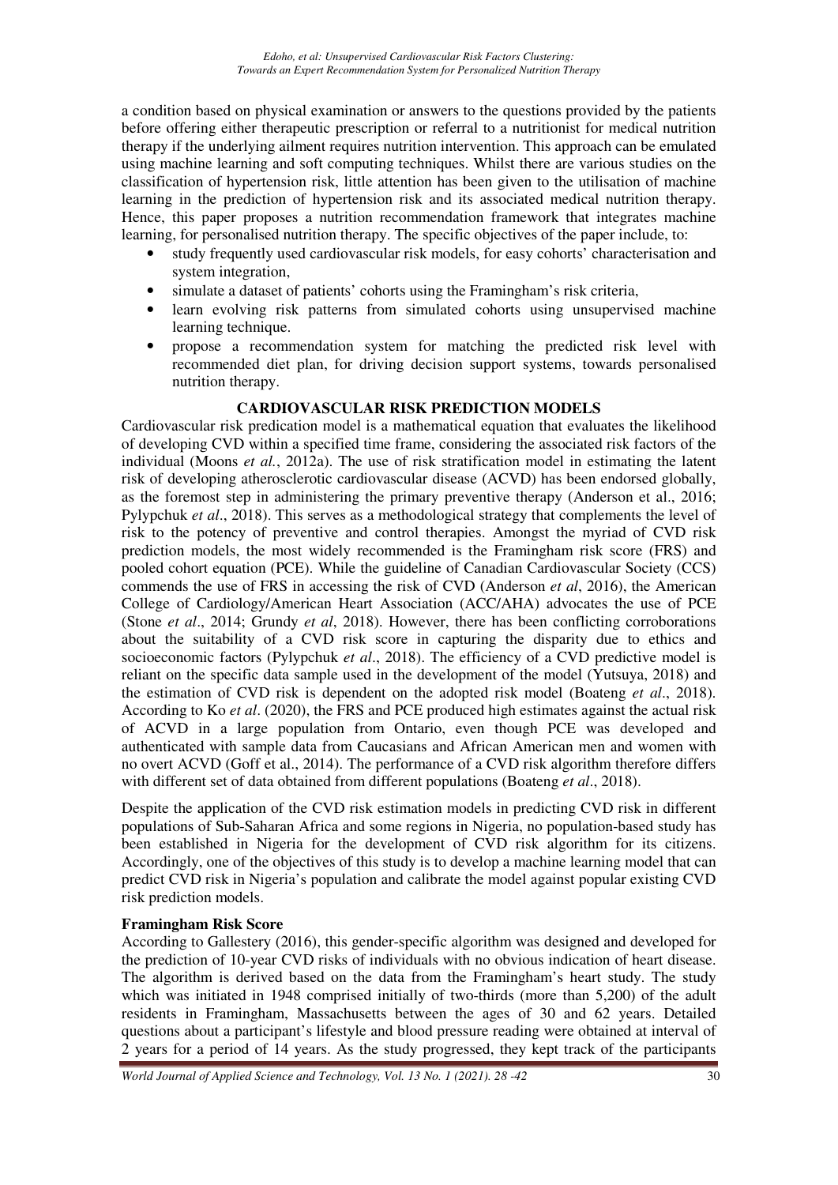a condition based on physical examination or answers to the questions provided by the patients before offering either therapeutic prescription or referral to a nutritionist for medical nutrition therapy if the underlying ailment requires nutrition intervention. This approach can be emulated using machine learning and soft computing techniques. Whilst there are various studies on the classification of hypertension risk, little attention has been given to the utilisation of machine learning in the prediction of hypertension risk and its associated medical nutrition therapy. Hence, this paper proposes a nutrition recommendation framework that integrates machine learning, for personalised nutrition therapy. The specific objectives of the paper include, to:

- study frequently used cardiovascular risk models, for easy cohorts' characterisation and system integration,
- simulate a dataset of patients' cohorts using the Framingham's risk criteria,
- learn evolving risk patterns from simulated cohorts using unsupervised machine learning technique.
- propose a recommendation system for matching the predicted risk level with recommended diet plan, for driving decision support systems, towards personalised nutrition therapy.

## CARDIOVASCULAR RISK PREDICTION MODELS

Cardiovascular risk predication model is a mathematical equation that evaluates the likelihood of developing CVD within a specified time frame, considering the associated risk factors of the individual (Moons *et al.*, 2012a). The use of risk stratification model in estimating the latent risk of developing atherosclerotic cardiovascular disease (ACVD) has been endorsed globally, as the foremost step in administering the primary preventive therapy (Anderson et al., 2016; Pylypchuk *et al*., 2018). This serves as a methodological strategy that complements the level of risk to the potency of preventive and control therapies. Amongst the myriad of CVD risk prediction models, the most widely recommended is the Framingham risk score (FRS) and pooled cohort equation (PCE). While the guideline of Canadian Cardiovascular Society (CCS) commends the use of FRS in accessing the risk of CVD (Anderson *et al*, 2016), the American College of Cardiology/American Heart Association (ACC/AHA) advocates the use of PCE (Stone *et al*., 2014; Grundy *et al*, 2018). However, there has been conflicting corroborations about the suitability of a CVD risk score in capturing the disparity due to ethics and socioeconomic factors (Pylypchuk *et al*., 2018). The efficiency of a CVD predictive model is reliant on the specific data sample used in the development of the model (Yutsuya, 2018) and the estimation of CVD risk is dependent on the adopted risk model (Boateng *et al*., 2018). According to Ko *et al*. (2020), the FRS and PCE produced high estimates against the actual risk of ACVD in a large population from Ontario, even though PCE was developed and authenticated with sample data from Caucasians and African American men and women with no overt ACVD (Goff et al., 2014). The performance of a CVD risk algorithm therefore differs with different set of data obtained from different populations (Boateng *et al*., 2018).

Despite the application of the CVD risk estimation models in predicting CVD risk in different populations of Sub-Saharan Africa and some regions in Nigeria, no population-based study has been established in Nigeria for the development of CVD risk algorithm for its citizens. Accordingly, one of the objectives of this study is to develop a machine learning model that can predict CVD risk in Nigeria's population and calibrate the model against popular existing CVD risk prediction models.

### Framingham Risk Score

According to Gallestery (2016), this gender-specific algorithm was designed and developed for the prediction of 10-year CVD risks of individuals with no obvious indication of heart disease. The algorithm is derived based on the data from the Framingham's heart study. The study which was initiated in 1948 comprised initially of two-thirds (more than 5,200) of the adult residents in Framingham, Massachusetts between the ages of 30 and 62 years. Detailed questions about a participant's lifestyle and blood pressure reading were obtained at interval of 2 years for a period of 14 years. As the study progressed, they kept track of the participants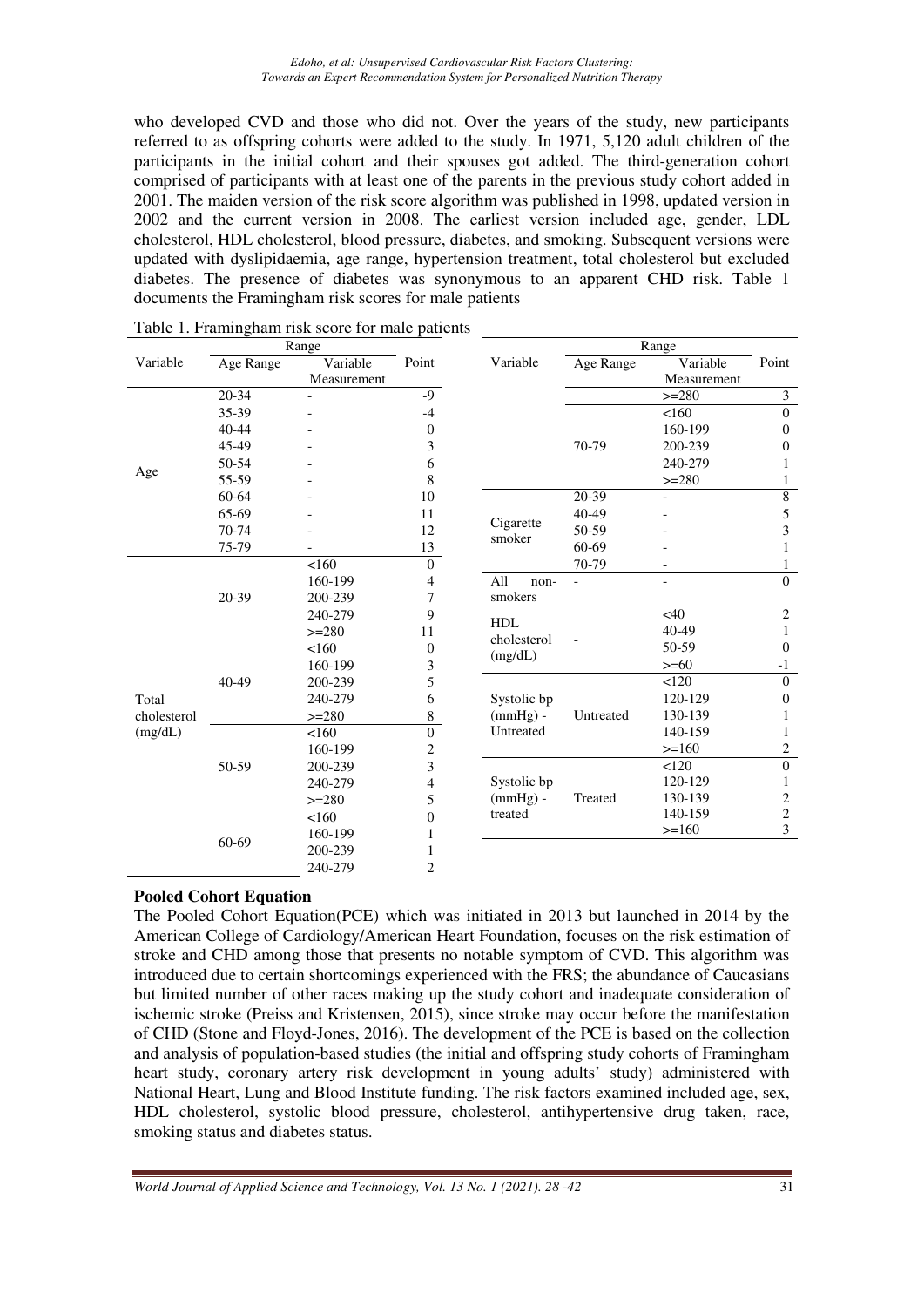who developed CVD and those who did not. Over the years of the study, new participants referred to as offspring cohorts were added to the study. In 1971, 5,120 adult children of the participants in the initial cohort and their spouses got added. The third-generation cohort comprised of participants with at least one of the parents in the previous study cohort added in 2001. The maiden version of the risk score algorithm was published in 1998, updated version in 2002 and the current version in 2008. The earliest version included age, gender, LDL cholesterol, HDL cholesterol, blood pressure, diabetes, and smoking. Subsequent versions were updated with dyslipidaemia, age range, hypertension treatment, total cholesterol but excluded diabetes. The presence of diabetes was synonymous to an apparent CHD risk. Table 1 documents the Framingham risk scores for male patients

Table 1. Framingham risk score for male patients

| Variable | Range | | Point |
|---|---|---|---|
| | Age Range | Variable Measurement | |
| Age | 20-34 | - | -9 |
| | 35-39 | - | -4 |
| | 40-44 | - | 0 |
| | 45-49 | - | 3 |
| | 50-54 | - | 6 |
| | 55-59 | - | 8 |
| | 60-64 | - | 10 |
| | 65-69 | - | 11 |
| | 70-74 | - | 12 |
| | 75-79 | - | 13 |
| Total cholesterol (mg/dL) | 20-39 | <160 | 0 |
| | | 160-199 | 4 |
| | | 200-239 | 7 |
| | | 240-279 | 9 |
| | | >=280 | 11 |
| | 40-49 | <160 | 0 |
| | | 160-199 | 3 |
| | | 200-239 | 5 |
| | | 240-279 | 6 |
| | | >=280 | 8 |
| | 50-59 | <160 | 0 |
| | | 160-199 | 2 |
| | | 200-239 | 3 |
| | | 240-279 | 4 |
| | | >=280 | 5 |
| | 60-69 | <160 | 0 |
| | | 160-199 | 1 |
| | | 200-239 | 1 |
| | | 240-279 | 2 |
| | | >=280 | 3 |
| | 70-79 | <160 | 0 |
| | | 160-199 | 0 |
| | | 200-239 | 0 |
| | | 240-279 | 1 |
| | | >=280 | 1 |
| Cigarette smoker | 20-39 | - | 8 |
| | 40-49 | - | 5 |
| | 50-59 | - | 3 |
| | 60-69 | - | 1 |
| | 70-79 | - | 1 |
| All non-smokers | - | - | 0 |
| HDL cholesterol (mg/dL) | - | <40 | 2 |
| | | 40-49 | 1 |
| | | 50-59 | 0 |
| | | >=60 | -1 |
| Systolic bp (mmHg) - Untreated | Untreated | <120 | 0 |
| | | 120-129 | 0 |
| | | 130-139 | 1 |
| | | 140-159 | 1 |
| | | >=160 | 2 |
| Systolic bp (mmHg) - treated | Treated | <120 | 0 |
| | | 120-129 | 1 |
| | | 130-139 | 2 |
| | | 140-159 | 2 |
| | | >=160 | 3 |

**Pooled Cohort Equation**

The Pooled Cohort Equation(PCE) which was initiated in 2013 but launched in 2014 by the American College of Cardiology/American Heart Foundation, focuses on the risk estimation of stroke and CHD among those that presents no notable symptom of CVD. This algorithm was introduced due to certain shortcomings experienced with the FRS; the abundance of Caucasians but limited number of other races making up the study cohort and inadequate consideration of ischemic stroke (Preiss and Kristensen, 2015), since stroke may occur before the manifestation of CHD (Stone and Floyd-Jones, 2016). The development of the PCE is based on the collection and analysis of population-based studies (the initial and offspring study cohorts of Framingham heart study, coronary artery risk development in young adults' study) administered with National Heart, Lung and Blood Institute funding. The risk factors examined included age, sex, HDL cholesterol, systolic blood pressure, cholesterol, antihypertensive drug taken, race, smoking status and diabetes status.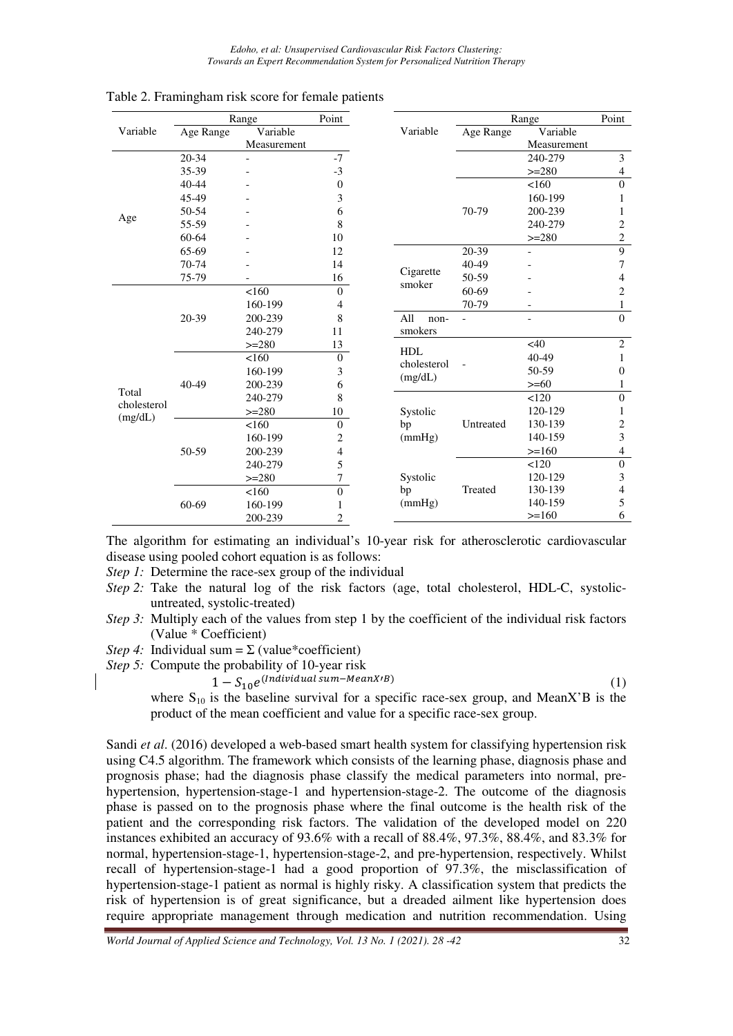Table 2. Framingham risk score for female patients

| Variable | Range | | Point |
|---|---|---|---|
| | Age Range | Variable Measurement | |
| Age | 20-34 | - | -7 |
| | 35-39 | - | -3 |
| | 40-44 | - | 0 |
| | 45-49 | - | 3 |
| | 50-54 | - | 6 |
| | 55-59 | - | 8 |
| | 60-64 | - | 10 |
| | 65-69 | - | 12 |
| | 70-74 | - | 14 |
| | 75-79 | - | 16 |
| Total cholesterol (mg/dL) | 20-39 | <160 | 0 |
| | | 160-199 | 4 |
| | | 200-239 | 8 |
| | | 240-279 | 11 |
| | | >=280 | 13 |
| | 40-49 | <160 | 0 |
| | | 160-199 | 3 |
| | | 200-239 | 6 |
| | | 240-279 | 8 |
| | | >=280 | 10 |
| | 50-59 | <160 | 0 |
| | | 160-199 | 2 |
| | | 200-239 | 4 |
| | | 240-279 | 5 |
| | | >=280 | 7 |
| | 60-69 | <160 | 0 |
| | | 160-199 | 1 |
| | | 200-239 | 2 |
| | | 240-279 | 3 |
| | | >=280 | 4 |
| | 70-79 | <160 | 0 |
| | | 160-199 | 1 |
| | | 200-239 | 1 |
| | | 240-279 | 2 |
| | | >=280 | 2 |
| Cigarette smoker | 20-39 | - | 9 |
| | 40-49 | - | 7 |
| | 50-59 | - | 4 |
| | 60-69 | - | 2 |
| | 70-79 | - | 1 |
| All non-smokers | - | - | 0 |
| HDL cholesterol (mg/dL) | - | <40 | 2 |
| | | 40-49 | 1 |
| | | 50-59 | 0 |
| | | >=60 | 1 |
| Systolic bp (mmHg) | Untreated | <120 | 0 |
| | | 120-129 | 1 |
| | | 130-139 | 2 |
| | | 140-159 | 3 |
| | | >=160 | 4 |
| Systolic bp (mmHg) | Treated | <120 | 0 |
| | | 120-129 | 3 |
| | | 130-139 | 4 |
| | | 140-159 | 5 |
| | | >=160 | 6 |

The algorithm for estimating an individual's 10-year risk for atherosclerotic cardiovascular disease using pooled cohort equation is as follows:

*Step 1:* Determine the race-sex group of the individual

*Step 2:* Take the natural log of the risk factors (age, total cholesterol, HDL-C, systolic-untreated, systolic-treated)

*Step 3:* Multiply each of the values from step 1 by the coefficient of the individual risk factors (Value * Coefficient)

*Step 4:* Individual sum = Σ (value*coefficient)

*Step 5:* Compute the probability of 10-year risk

$$1 - S_{10}e^{(Individual\ sum - MeanX'B)} \quad (1)$$

where $S_{10}$ is the baseline survival for a specific race-sex group, and MeanX'B is the product of the mean coefficient and value for a specific race-sex group.

Sandi *et al*. (2016) developed a web-based smart health system for classifying hypertension risk using C4.5 algorithm. The framework which consists of the learning phase, diagnosis phase and prognosis phase; had the diagnosis phase classify the medical parameters into normal, pre-hypertension, hypertension-stage-1 and hypertension-stage-2. The outcome of the diagnosis phase is passed on to the prognosis phase where the final outcome is the health risk of the patient and the corresponding risk factors. The validation of the developed model on 220 instances exhibited an accuracy of 93.6% with a recall of 88.4%, 97.3%, 88.4%, and 83.3% for normal, hypertension-stage-1, hypertension-stage-2, and pre-hypertension, respectively. Whilst recall of hypertension-stage-1 had a good proportion of 97.3%, the misclassification of hypertension-stage-1 patient as normal is highly risky. A classification system that predicts the risk of hypertension is of great significance, but a dreaded ailment like hypertension does require appropriate management through medication and nutrition recommendation. Using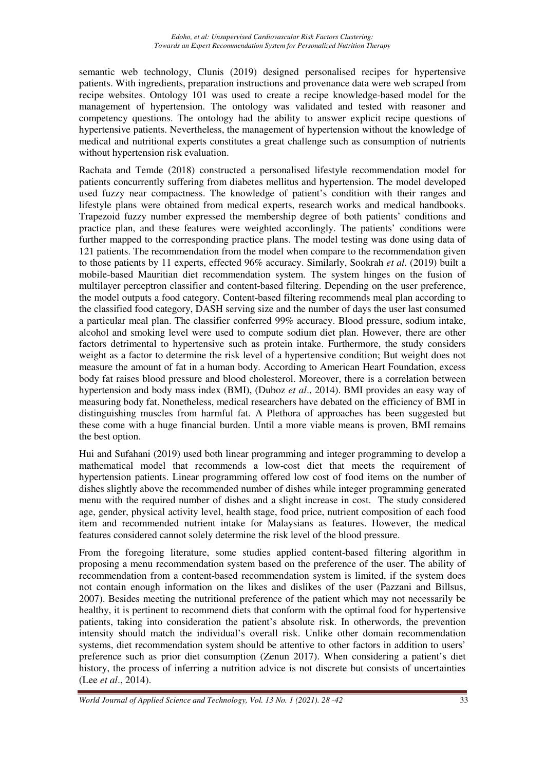semantic web technology, Clunis (2019) designed personalised recipes for hypertensive patients. With ingredients, preparation instructions and provenance data were web scraped from recipe websites. Ontology 101 was used to create a recipe knowledge-based model for the management of hypertension. The ontology was validated and tested with reasoner and competency questions. The ontology had the ability to answer explicit recipe questions of hypertensive patients. Nevertheless, the management of hypertension without the knowledge of medical and nutritional experts constitutes a great challenge such as consumption of nutrients without hypertension risk evaluation.

Rachata and Temde (2018) constructed a personalised lifestyle recommendation model for patients concurrently suffering from diabetes mellitus and hypertension. The model developed used fuzzy near compactness. The knowledge of patient's condition with their ranges and lifestyle plans were obtained from medical experts, research works and medical handbooks. Trapezoid fuzzy number expressed the membership degree of both patients' conditions and practice plan, and these features were weighted accordingly. The patients' conditions were further mapped to the corresponding practice plans. The model testing was done using data of 121 patients. The recommendation from the model when compare to the recommendation given to those patients by 11 experts, effected 96% accuracy. Similarly, Sookrah *et al.* (2019) built a mobile-based Mauritian diet recommendation system. The system hinges on the fusion of multilayer perceptron classifier and content-based filtering. Depending on the user preference, the model outputs a food category. Content-based filtering recommends meal plan according to the classified food category, DASH serving size and the number of days the user last consumed a particular meal plan. The classifier conferred 99% accuracy. Blood pressure, sodium intake, alcohol and smoking level were used to compute sodium diet plan. However, there are other factors detrimental to hypertensive such as protein intake. Furthermore, the study considers weight as a factor to determine the risk level of a hypertensive condition; But weight does not measure the amount of fat in a human body. According to American Heart Foundation, excess body fat raises blood pressure and blood cholesterol. Moreover, there is a correlation between hypertension and body mass index (BMI), (Duboz *et al*., 2014). BMI provides an easy way of measuring body fat. Nonetheless, medical researchers have debated on the efficiency of BMI in distinguishing muscles from harmful fat. A Plethora of approaches has been suggested but these come with a huge financial burden. Until a more viable means is proven, BMI remains the best option.

Hui and Sufahani (2019) used both linear programming and integer programming to develop a mathematical model that recommends a low-cost diet that meets the requirement of hypertension patients. Linear programming offered low cost of food items on the number of dishes slightly above the recommended number of dishes while integer programming generated menu with the required number of dishes and a slight increase in cost. The study considered age, gender, physical activity level, health stage, food price, nutrient composition of each food item and recommended nutrient intake for Malaysians as features. However, the medical features considered cannot solely determine the risk level of the blood pressure.

From the foregoing literature, some studies applied content-based filtering algorithm in proposing a menu recommendation system based on the preference of the user. The ability of recommendation from a content-based recommendation system is limited, if the system does not contain enough information on the likes and dislikes of the user (Pazzani and Billsus, 2007). Besides meeting the nutritional preference of the patient which may not necessarily be healthy, it is pertinent to recommend diets that conform with the optimal food for hypertensive patients, taking into consideration the patient's absolute risk. In otherwords, the prevention intensity should match the individual's overall risk. Unlike other domain recommendation systems, diet recommendation system should be attentive to other factors in addition to users' preference such as prior diet consumption (Zenun 2017). When considering a patient's diet history, the process of inferring a nutrition advice is not discrete but consists of uncertainties (Lee *et al*., 2014).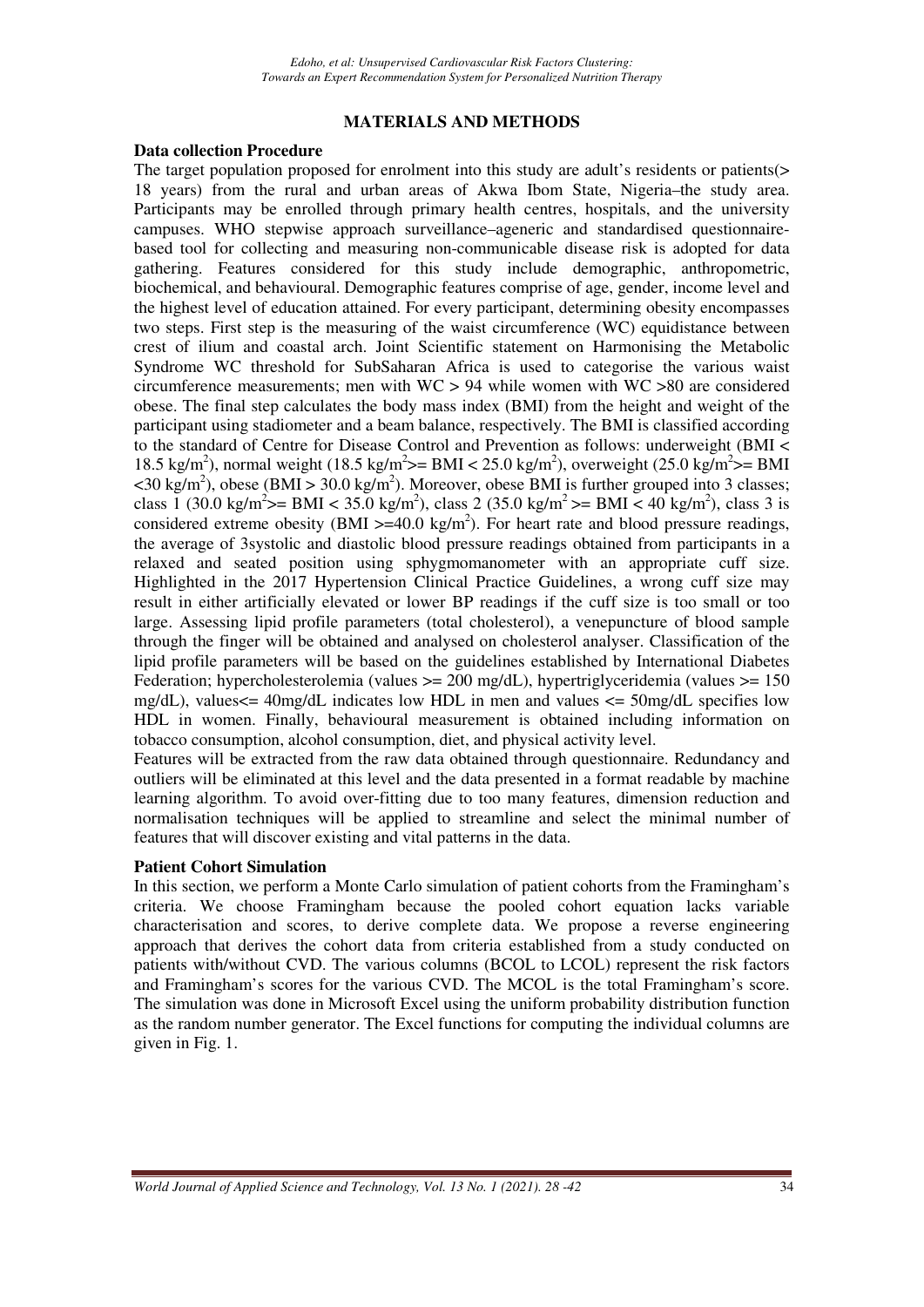## MATERIALS AND METHODS

### Data collection Procedure

The target population proposed for enrolment into this study are adult's residents or patients(> 18 years) from the rural and urban areas of Akwa Ibom State, Nigeria–the study area. Participants may be enrolled through primary health centres, hospitals, and the university campuses. WHO stepwise approach surveillance–ageneric and standardised questionnaire-based tool for collecting and measuring non-communicable disease risk is adopted for data gathering. Features considered for this study include demographic, anthropometric, biochemical, and behavioural. Demographic features comprise of age, gender, income level and the highest level of education attained. For every participant, determining obesity encompasses two steps. First step is the measuring of the waist circumference (WC) equidistance between crest of ilium and coastal arch. Joint Scientific statement on Harmonising the Metabolic Syndrome WC threshold for SubSaharan Africa is used to categorise the various waist circumference measurements; men with WC > 94 while women with WC >80 are considered obese. The final step calculates the body mass index (BMI) from the height and weight of the participant using stadiometer and a beam balance, respectively. The BMI is classified according to the standard of Centre for Disease Control and Prevention as follows: underweight (BMI < 18.5 kg/m$^2$), normal weight (18.5 kg/m$^2$>= BMI < 25.0 kg/m$^2$), overweight (25.0 kg/m$^2$>= BMI <30 kg/m$^2$), obese (BMI > 30.0 kg/m$^2$). Moreover, obese BMI is further grouped into 3 classes; class 1 (30.0 kg/m$^2$>= BMI < 35.0 kg/m$^2$), class 2 (35.0 kg/m$^2$ >= BMI < 40 kg/m$^2$), class 3 is considered extreme obesity (BMI >=40.0 kg/m$^2$). For heart rate and blood pressure readings, the average of 3systolic and diastolic blood pressure readings obtained from participants in a relaxed and seated position using sphygmomanometer with an appropriate cuff size. Highlighted in the 2017 Hypertension Clinical Practice Guidelines, a wrong cuff size may result in either artificially elevated or lower BP readings if the cuff size is too small or too large. Assessing lipid profile parameters (total cholesterol), a venepuncture of blood sample through the finger will be obtained and analysed on cholesterol analyser. Classification of the lipid profile parameters will be based on the guidelines established by International Diabetes Federation; hypercholesterolemia (values >= 200 mg/dL), hypertriglyceridemia (values >= 150 mg/dL), values<= 40mg/dL indicates low HDL in men and values <= 50mg/dL specifies low HDL in women. Finally, behavioural measurement is obtained including information on tobacco consumption, alcohol consumption, diet, and physical activity level.

Features will be extracted from the raw data obtained through questionnaire. Redundancy and outliers will be eliminated at this level and the data presented in a format readable by machine learning algorithm. To avoid over-fitting due to too many features, dimension reduction and normalisation techniques will be applied to streamline and select the minimal number of features that will discover existing and vital patterns in the data.

### Patient Cohort Simulation

In this section, we perform a Monte Carlo simulation of patient cohorts from the Framingham's criteria. We choose Framingham because the pooled cohort equation lacks variable characterisation and scores, to derive complete data. We propose a reverse engineering approach that derives the cohort data from criteria established from a study conducted on patients with/without CVD. The various columns (BCOL to LCOL) represent the risk factors and Framingham's scores for the various CVD. The MCOL is the total Framingham's score. The simulation was done in Microsoft Excel using the uniform probability distribution function as the random number generator. The Excel functions for computing the individual columns are given in Fig. 1.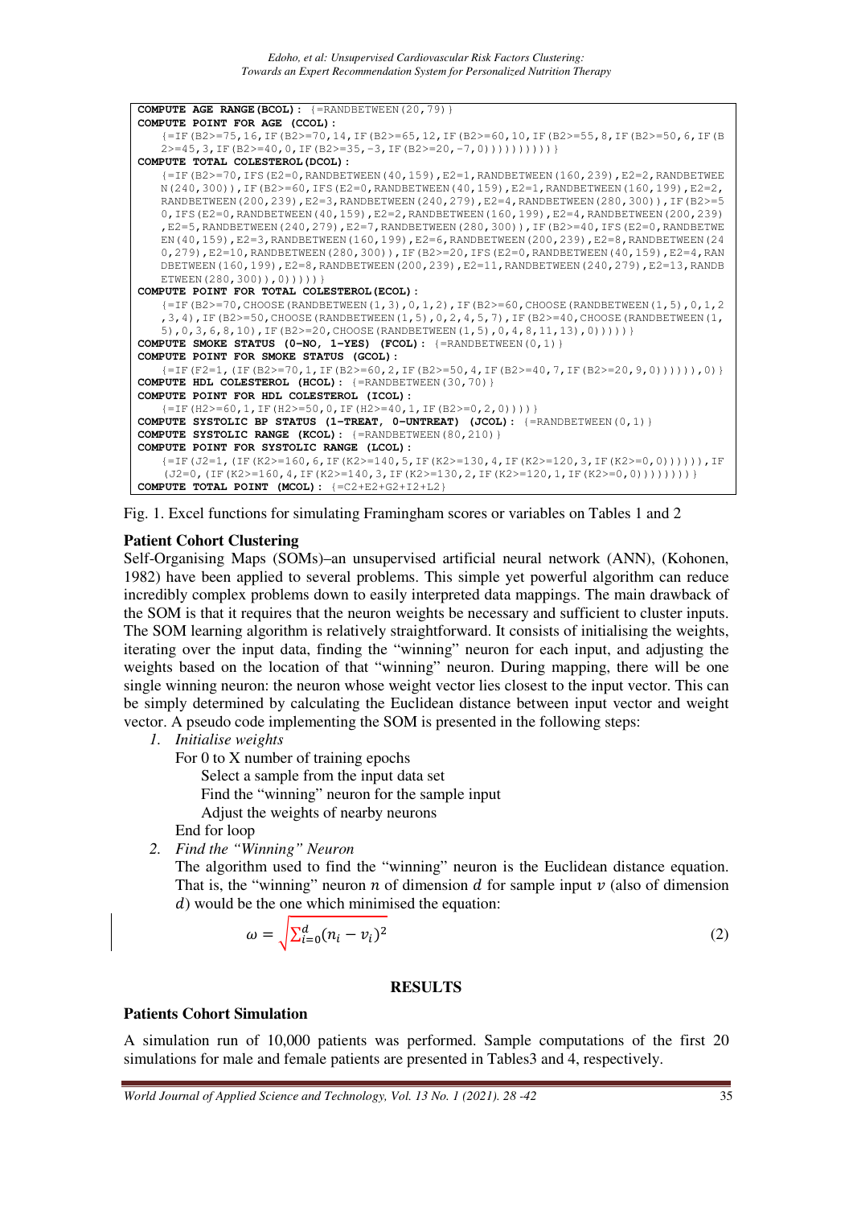```
COMPUTE AGE RANGE(BCOL): {=RANDBETWEEN(20,79)}
COMPUTE POINT FOR AGE (CCOL):
    {=IF(B2>=75,16,IF(B2>=70,14,IF(B2>=65,12,IF(B2>=60,10,IF(B2>=55,8,IF(B2>=50,6,IF(B
    2>=45,3,IF(B2>=40,0,IF(B2>=35,-3,IF(B2>=20,-7,0))))))))))}
COMPUTE TOTAL COLESTEROL(DCOL):
    {=IF(B2>=70,IFS(E2=0,RANDBETWEEN(40,159),E2=1,RANDBETWEEN(160,239),E2=2,RANDBETWEE
    N(240,300)),IF(B2>=60,IFS(E2=0,RANDBETWEEN(40,159),E2=1,RANDBETWEEN(160,199),E2=2,
    RANDBETWEEN(200,239),E2=3,RANDBETWEEN(240,279),E2=4,RANDBETWEEN(280,300)),IF(B2>=5
    0,IFS(E2=0,RANDBETWEEN(40,159),E2=2,RANDBETWEEN(160,199),E2=4,RANDBETWEEN(200,239)
    ,E2=5,RANDBETWEEN(240,279),E2=7,RANDBETWEEN(280,300)),IF(B2>=40,IFS(E2=0,RANDBETWE
    EN(40,159),E2=3,RANDBETWEEN(160,199),E2=6,RANDBETWEEN(200,239),E2=8,RANDBETWEEN(24
    0,279),E2=10,RANDBETWEEN(280,300)),IF(B2>=20,IFS(E2=0,RANDBETWEEN(40,159),E2=4,RAN
    DBETWEEN(160,199),E2=8,RANDBETWEEN(200,239),E2=11,RANDBETWEEN(240,279),E2=13,RANDB
    ETWEEN(280,300)),0)))))}
COMPUTE POINT FOR TOTAL COLESTEROL(ECOL):
    {=IF(B2>=70,CHOOSE(RANDBETWEEN(1,3),0,1,2),IF(B2>=60,CHOOSE(RANDBETWEEN(1,5),0,1,2
    ,3,4),IF(B2>=50,CHOOSE(RANDBETWEEN(1,5),0,2,4,5,7),IF(B2>=40,CHOOSE(RANDBETWEEN(1,
    5),0,3,6,8,10),IF(B2>=20,CHOOSE(RANDBETWEEN(1,5),0,4,8,11,13),0)))))}
COMPUTE SMOKE STATUS (0-NO, 1-YES) (FCOL): {=RANDBETWEEN(0,1)}
COMPUTE POINT FOR SMOKE STATUS (GCOL):
    {=IF(F2=1,(IF(B2>=70,1,IF(B2>=60,2,IF(B2>=50,4,IF(B2>=40,7,IF(B2>=20,9,0)))))),0)}
COMPUTE HDL COLESTEROL (HCOL): {=RANDBETWEEN(30,70)}
COMPUTE POINT FOR HDL COLESTEROL (ICOL):
    {=IF(H2>=60,1,IF(H2>=50,0,IF(H2>=40,1,IF(B2>=0,2,0))))}
COMPUTE SYSTOLIC BP STATUS (1-TREAT, 0-UNTREAT) (JCOL): {=RANDBETWEEN(0,1)}
COMPUTE SYSTOLIC RANGE (KCOL): {=RANDBETWEEN(80,210)}
COMPUTE POINT FOR SYSTOLIC RANGE (LCOL):
    {=IF(J2=1,(IF(K2>=160,6,IF(K2>=140,5,IF(K2>=130,4,IF(K2>=120,3,IF(K2>=0,0)))))),IF
    (J2=0,(IF(K2>=160,4,IF(K2>=140,3,IF(K2>=130,2,IF(K2>=120,1,IF(K2>=0,0))))))))}
COMPUTE TOTAL POINT (MCOL): {=C2+E2+G2+I2+L2}
```

Fig. 1. Excel functions for simulating Framingham scores or variables on Tables 1 and 2

### Patient Cohort Clustering

Self-Organising Maps (SOMs)–an unsupervised artificial neural network (ANN), (Kohonen, 1982) have been applied to several problems. This simple yet powerful algorithm can reduce incredibly complex problems down to easily interpreted data mappings. The main drawback of the SOM is that it requires that the neuron weights be necessary and sufficient to cluster inputs. The SOM learning algorithm is relatively straightforward. It consists of initialising the weights, iterating over the input data, finding the "winning" neuron for each input, and adjusting the weights based on the location of that "winning" neuron. During mapping, there will be one single winning neuron: the neuron whose weight vector lies closest to the input vector. This can be simply determined by calculating the Euclidean distance between input vector and weight vector. A pseudo code implementing the SOM is presented in the following steps:

1. *Initialise weights*

   For 0 to X number of training epochs

   Select a sample from the input data set

   Find the "winning" neuron for the sample input

   Adjust the weights of nearby neurons

   End for loop

2. *Find the "Winning" Neuron*

   The algorithm used to find the "winning" neuron is the Euclidean distance equation. That is, the "winning" neuron $n$ of dimension $d$ for sample input $v$ (also of dimension $d$) would be the one which minimised the equation:

$$\omega = \sqrt{\sum_{i=0}^{d}(n_i - v_i)^2} \tag{2}$$

## RESULTS

### Patients Cohort Simulation

A simulation run of 10,000 patients was performed. Sample computations of the first 20 simulations for male and female patients are presented in Tables3 and 4, respectively.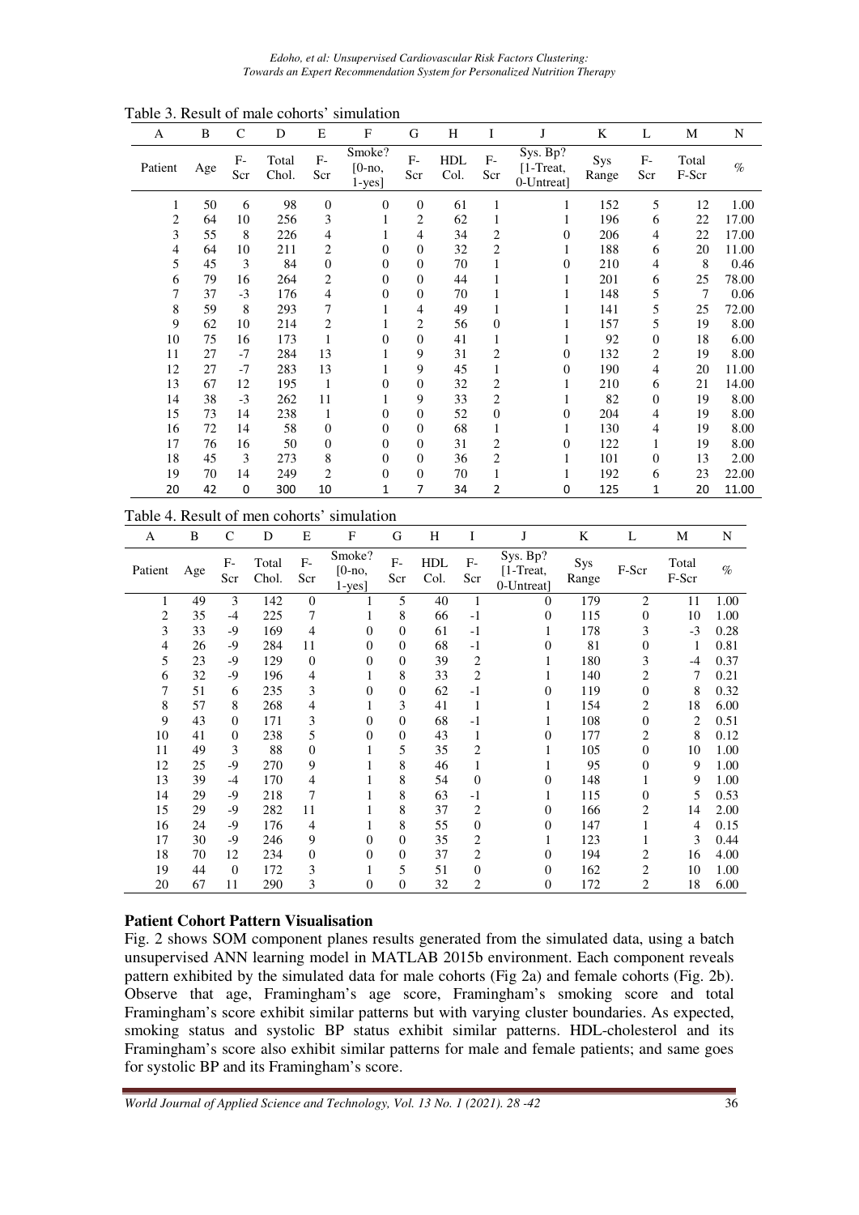Table 3. Result of male cohorts' simulation

| A | B | C | D | E | F | G | H | I | J | K | L | M | N |
|---|---|---|---|---|---|---|---|---|---|---|---|---|---|
| Patient | Age | F-Scr | Total Chol. | F-Scr | Smoke? [0-no, 1-yes] | F-Scr | HDL Col. | F-Scr | Sys. Bp? [1-Treat, 0-Untreat] | Sys Range | F-Scr | Total F-Scr | % |
| 1 | 50 | 6 | 98 | 0 | 0 | 0 | 61 | 1 | 1 | 152 | 5 | 12 | 1.00 |
| 2 | 64 | 10 | 256 | 3 | 1 | 2 | 62 | 1 | 1 | 196 | 6 | 22 | 17.00 |
| 3 | 55 | 8 | 226 | 4 | 1 | 4 | 34 | 2 | 0 | 206 | 4 | 22 | 17.00 |
| 4 | 64 | 10 | 211 | 2 | 0 | 0 | 32 | 2 | 1 | 188 | 6 | 20 | 11.00 |
| 5 | 45 | 3 | 84 | 0 | 0 | 0 | 70 | 1 | 0 | 210 | 4 | 8 | 0.46 |
| 6 | 79 | 16 | 264 | 2 | 0 | 0 | 44 | 1 | 1 | 201 | 6 | 25 | 78.00 |
| 7 | 37 | -3 | 176 | 4 | 0 | 0 | 70 | 1 | 1 | 148 | 5 | 7 | 0.06 |
| 8 | 59 | 8 | 293 | 7 | 1 | 4 | 49 | 1 | 1 | 141 | 5 | 25 | 72.00 |
| 9 | 62 | 10 | 214 | 2 | 1 | 2 | 56 | 0 | 1 | 157 | 5 | 19 | 8.00 |
| 10 | 75 | 16 | 173 | 1 | 0 | 0 | 41 | 1 | 1 | 92 | 0 | 18 | 6.00 |
| 11 | 27 | -7 | 284 | 13 | 1 | 9 | 31 | 2 | 0 | 132 | 2 | 19 | 8.00 |
| 12 | 27 | -7 | 283 | 13 | 1 | 9 | 45 | 1 | 0 | 190 | 4 | 20 | 11.00 |
| 13 | 67 | 12 | 195 | 1 | 0 | 0 | 32 | 2 | 1 | 210 | 6 | 21 | 14.00 |
| 14 | 38 | -3 | 262 | 11 | 1 | 9 | 33 | 2 | 1 | 82 | 0 | 19 | 8.00 |
| 15 | 73 | 14 | 238 | 1 | 0 | 0 | 52 | 0 | 0 | 204 | 4 | 19 | 8.00 |
| 16 | 72 | 14 | 58 | 0 | 0 | 0 | 68 | 1 | 1 | 130 | 4 | 19 | 8.00 |
| 17 | 76 | 16 | 50 | 0 | 0 | 0 | 31 | 2 | 0 | 122 | 1 | 19 | 8.00 |
| 18 | 45 | 3 | 273 | 8 | 0 | 0 | 36 | 2 | 1 | 101 | 0 | 13 | 2.00 |
| 19 | 70 | 14 | 249 | 2 | 0 | 0 | 70 | 1 | 1 | 192 | 6 | 23 | 22.00 |
| 20 | 42 | 0 | 300 | 10 | 1 | 7 | 34 | 2 | 0 | 125 | 1 | 20 | 11.00 |

Table 4. Result of men cohorts' simulation

| A | B | C | D | E | F | G | H | I | J | K | L | M | N |
|---|---|---|---|---|---|---|---|---|---|---|---|---|---|
| Patient | Age | F-Scr | Total Chol. | F-Scr | Smoke? [0-no, 1-yes] | F-Scr | HDL Col. | F-Scr | Sys. Bp? [1-Treat, 0-Untreat] | Sys Range | F-Scr | Total F-Scr | % |
| 1 | 49 | 3 | 142 | 0 | 1 | 5 | 40 | 1 | 0 | 179 | 2 | 11 | 1.00 |
| 2 | 35 | -4 | 225 | 7 | 1 | 8 | 66 | -1 | 0 | 115 | 0 | 10 | 1.00 |
| 3 | 33 | -9 | 169 | 4 | 0 | 0 | 61 | -1 | 1 | 178 | 3 | -3 | 0.28 |
| 4 | 26 | -9 | 284 | 11 | 0 | 0 | 68 | -1 | 0 | 81 | 0 | 1 | 0.81 |
| 5 | 23 | -9 | 129 | 0 | 0 | 0 | 39 | 2 | 1 | 180 | 3 | -4 | 0.37 |
| 6 | 32 | -9 | 196 | 4 | 1 | 8 | 33 | 2 | 1 | 140 | 2 | 7 | 0.21 |
| 7 | 51 | 6 | 235 | 3 | 0 | 0 | 62 | -1 | 0 | 119 | 0 | 8 | 0.32 |
| 8 | 57 | 8 | 268 | 4 | 1 | 3 | 41 | 1 | 1 | 154 | 2 | 18 | 6.00 |
| 9 | 43 | 0 | 171 | 3 | 0 | 0 | 68 | -1 | 1 | 108 | 0 | 2 | 0.51 |
| 10 | 41 | 0 | 238 | 5 | 0 | 0 | 43 | 1 | 0 | 177 | 2 | 8 | 0.12 |
| 11 | 49 | 3 | 88 | 0 | 1 | 5 | 35 | 2 | 1 | 105 | 0 | 10 | 1.00 |
| 12 | 25 | -9 | 270 | 9 | 1 | 8 | 46 | 1 | 1 | 95 | 0 | 9 | 1.00 |
| 13 | 39 | -4 | 170 | 4 | 1 | 8 | 54 | 0 | 0 | 148 | 1 | 9 | 1.00 |
| 14 | 29 | -9 | 218 | 7 | 1 | 8 | 63 | -1 | 1 | 115 | 0 | 5 | 0.53 |
| 15 | 29 | -9 | 282 | 11 | 1 | 8 | 37 | 2 | 0 | 166 | 2 | 14 | 2.00 |
| 16 | 24 | -9 | 176 | 4 | 1 | 8 | 55 | 0 | 0 | 147 | 1 | 4 | 0.15 |
| 17 | 30 | -9 | 246 | 9 | 0 | 0 | 35 | 2 | 1 | 123 | 1 | 3 | 0.44 |
| 18 | 70 | 12 | 234 | 0 | 0 | 0 | 37 | 2 | 0 | 194 | 2 | 16 | 4.00 |
| 19 | 44 | 0 | 172 | 3 | 1 | 5 | 51 | 0 | 0 | 162 | 2 | 10 | 1.00 |
| 20 | 67 | 11 | 290 | 3 | 0 | 0 | 32 | 2 | 0 | 172 | 2 | 18 | 6.00 |

## Patient Cohort Pattern Visualisation

Fig. 2 shows SOM component planes results generated from the simulated data, using a batch unsupervised ANN learning model in MATLAB 2015b environment. Each component reveals pattern exhibited by the simulated data for male cohorts (Fig 2a) and female cohorts (Fig. 2b). Observe that age, Framingham's age score, Framingham's smoking score and total Framingham's score exhibit similar patterns but with varying cluster boundaries. As expected, smoking status and systolic BP status exhibit similar patterns. HDL-cholesterol and its Framingham's score also exhibit similar patterns for male and female patients; and same goes for systolic BP and its Framingham's score.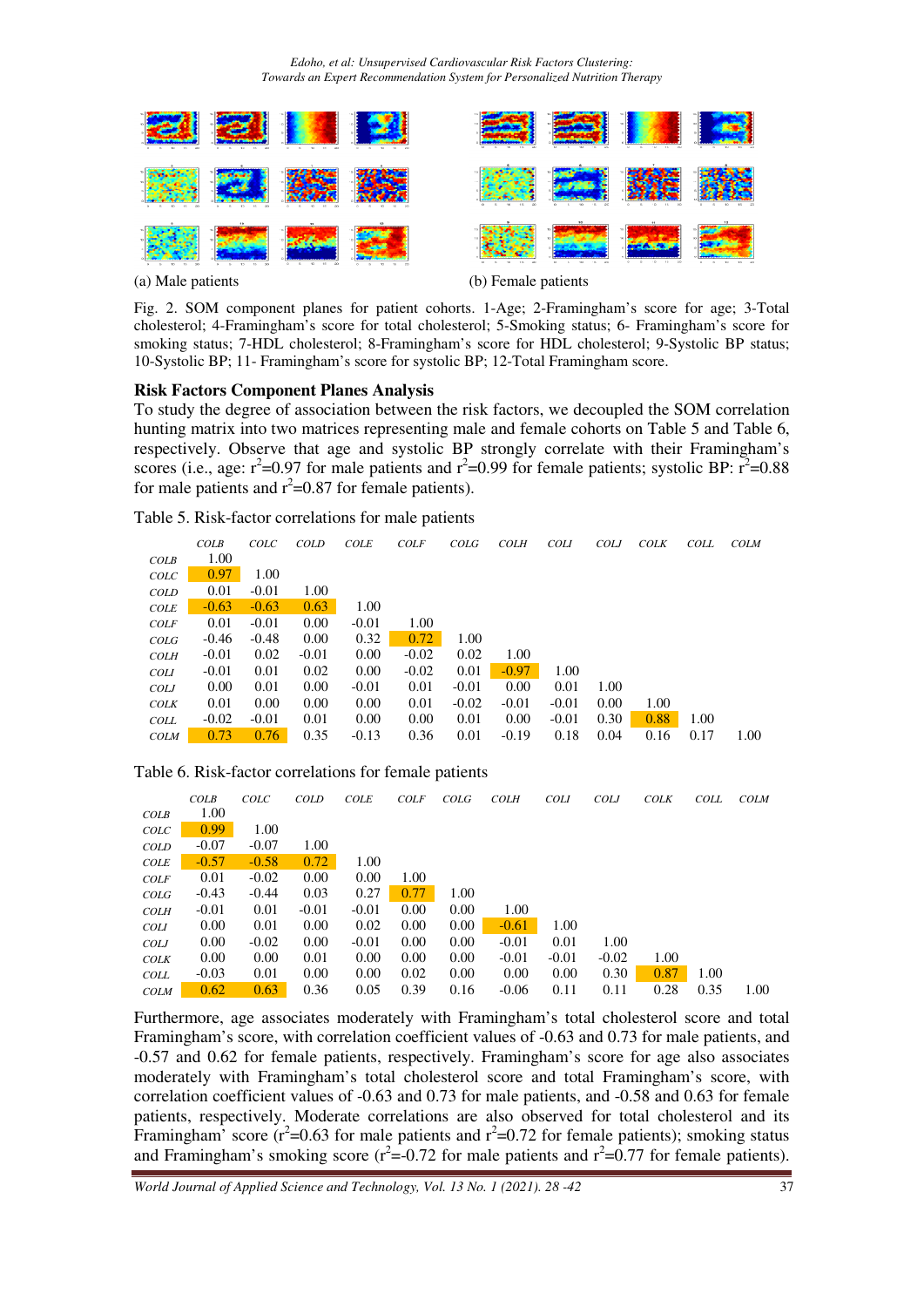(a) Male patients

(b) Female patients

Fig. 2. SOM component planes for patient cohorts. 1-Age; 2-Framingham's score for age; 3-Total cholesterol; 4-Framingham's score for total cholesterol; 5-Smoking status; 6- Framingham's score for smoking status; 7-HDL cholesterol; 8-Framingham's score for HDL cholesterol; 9-Systolic BP status; 10-Systolic BP; 11- Framingham's score for systolic BP; 12-Total Framingham score.

### Risk Factors Component Planes Analysis

To study the degree of association between the risk factors, we decoupled the SOM correlation hunting matrix into two matrices representing male and female cohorts on Table 5 and Table 6, respectively. Observe that age and systolic BP strongly correlate with their Framingham's scores (i.e., age: $r^2$=0.97 for male patients and $r^2$=0.99 for female patients; systolic BP: $r^2$=0.88 for male patients and $r^2$=0.87 for female patients).

Table 5. Risk-factor correlations for male patients

| | *COLB* | *COLC* | *COLD* | *COLE* | *COLF* | *COLG* | *COLH* | *COLI* | *COLJ* | *COLK* | *COLL* | *COLM* |
|---|---|---|---|---|---|---|---|---|---|---|---|---|
| *COLB* | 1.00 | | | | | | | | | | | |
| *COLC* | 0.97 | 1.00 | | | | | | | | | | |
| *COLD* | 0.01 | -0.01 | 1.00 | | | | | | | | | |
| *COLE* | -0.63 | -0.63 | 0.63 | 1.00 | | | | | | | | |
| *COLF* | 0.01 | -0.01 | 0.00 | -0.01 | 1.00 | | | | | | | |
| *COLG* | -0.46 | -0.48 | 0.00 | 0.32 | 0.72 | 1.00 | | | | | | |
| *COLH* | -0.01 | 0.02 | -0.01 | 0.00 | -0.02 | 0.02 | 1.00 | | | | | |
| *COLI* | -0.01 | 0.01 | 0.02 | 0.00 | -0.02 | 0.01 | -0.97 | 1.00 | | | | |
| *COLJ* | 0.00 | 0.01 | 0.00 | -0.01 | 0.01 | -0.01 | 0.00 | 0.01 | 1.00 | | | |
| *COLK* | 0.01 | 0.00 | 0.00 | 0.00 | 0.01 | -0.02 | -0.01 | -0.01 | 0.00 | 1.00 | | |
| *COLL* | -0.02 | -0.01 | 0.01 | 0.00 | 0.00 | 0.01 | 0.00 | -0.01 | 0.30 | 0.88 | 1.00 | |
| *COLM* | 0.73 | 0.76 | 0.35 | -0.13 | 0.36 | 0.01 | -0.19 | 0.18 | 0.04 | 0.16 | 0.17 | 1.00 |

Table 6. Risk-factor correlations for female patients

| | *COLB* | *COLC* | *COLD* | *COLE* | *COLF* | *COLG* | *COLH* | *COLI* | *COLJ* | *COLK* | *COLL* | *COLM* |
|---|---|---|---|---|---|---|---|---|---|---|---|---|
| *COLB* | 1.00 | | | | | | | | | | | |
| *COLC* | 0.99 | 1.00 | | | | | | | | | | |
| *COLD* | -0.07 | -0.07 | 1.00 | | | | | | | | | |
| *COLE* | -0.57 | -0.58 | 0.72 | 1.00 | | | | | | | | |
| *COLF* | 0.01 | -0.02 | 0.00 | 0.00 | 1.00 | | | | | | | |
| *COLG* | -0.43 | -0.44 | 0.03 | 0.27 | 0.77 | 1.00 | | | | | | |
| *COLH* | -0.01 | 0.01 | -0.01 | -0.01 | 0.00 | 0.00 | 1.00 | | | | | |
| *COLI* | 0.00 | 0.01 | 0.00 | 0.02 | 0.00 | 0.00 | -0.61 | 1.00 | | | | |
| *COLJ* | 0.00 | -0.02 | 0.00 | -0.01 | 0.00 | 0.00 | -0.01 | 0.01 | 1.00 | | | |
| *COLK* | 0.00 | 0.00 | 0.01 | 0.00 | 0.00 | 0.00 | -0.01 | -0.01 | -0.02 | 1.00 | | |
| *COLL* | -0.03 | 0.01 | 0.00 | 0.00 | 0.02 | 0.00 | 0.00 | 0.00 | 0.30 | 0.87 | 1.00 | |
| *COLM* | 0.62 | 0.63 | 0.36 | 0.05 | 0.39 | 0.16 | -0.06 | 0.11 | 0.11 | 0.28 | 0.35 | 1.00 |

Furthermore, age associates moderately with Framingham's total cholesterol score and total Framingham's score, with correlation coefficient values of -0.63 and 0.73 for male patients, and -0.57 and 0.62 for female patients, respectively. Framingham's score for age also associates moderately with Framingham's total cholesterol score and total Framingham's score, with correlation coefficient values of -0.63 and 0.73 for male patients, and -0.58 and 0.63 for female patients, respectively. Moderate correlations are also observed for total cholesterol and its Framingham' score ($r^2$=0.63 for male patients and $r^2$=0.72 for female patients); smoking status and Framingham's smoking score ($r^2$=-0.72 for male patients and $r^2$=0.77 for female patients).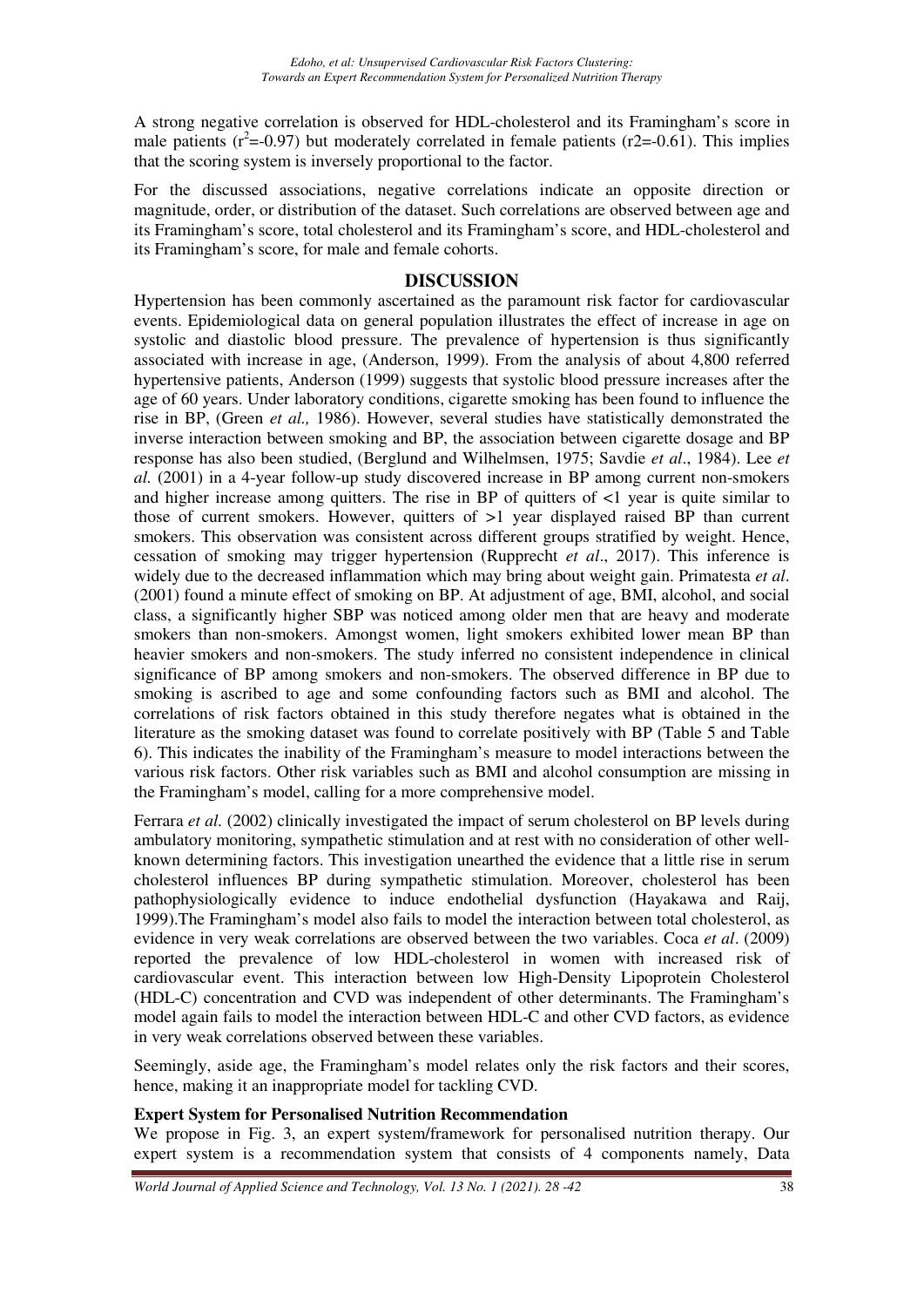A strong negative correlation is observed for HDL-cholesterol and its Framingham's score in male patients ($r^2$=-0.97) but moderately correlated in female patients (r2=-0.61). This implies that the scoring system is inversely proportional to the factor.

For the discussed associations, negative correlations indicate an opposite direction or magnitude, order, or distribution of the dataset. Such correlations are observed between age and its Framingham's score, total cholesterol and its Framingham's score, and HDL-cholesterol and its Framingham's score, for male and female cohorts.

## DISCUSSION

Hypertension has been commonly ascertained as the paramount risk factor for cardiovascular events. Epidemiological data on general population illustrates the effect of increase in age on systolic and diastolic blood pressure. The prevalence of hypertension is thus significantly associated with increase in age, (Anderson, 1999). From the analysis of about 4,800 referred hypertensive patients, Anderson (1999) suggests that systolic blood pressure increases after the age of 60 years. Under laboratory conditions, cigarette smoking has been found to influence the rise in BP, (Green *et al.,* 1986). However, several studies have statistically demonstrated the inverse interaction between smoking and BP, the association between cigarette dosage and BP response has also been studied, (Berglund and Wilhelmsen, 1975; Savdie *et al*., 1984). Lee *et al.* (2001) in a 4-year follow-up study discovered increase in BP among current non-smokers and higher increase among quitters. The rise in BP of quitters of <1 year is quite similar to those of current smokers. However, quitters of >1 year displayed raised BP than current smokers. This observation was consistent across different groups stratified by weight. Hence, cessation of smoking may trigger hypertension (Rupprecht *et al*., 2017). This inference is widely due to the decreased inflammation which may bring about weight gain. Primatesta *et al*. (2001) found a minute effect of smoking on BP. At adjustment of age, BMI, alcohol, and social class, a significantly higher SBP was noticed among older men that are heavy and moderate smokers than non-smokers. Amongst women, light smokers exhibited lower mean BP than heavier smokers and non-smokers. The study inferred no consistent independence in clinical significance of BP among smokers and non-smokers. The observed difference in BP due to smoking is ascribed to age and some confounding factors such as BMI and alcohol. The correlations of risk factors obtained in this study therefore negates what is obtained in the literature as the smoking dataset was found to correlate positively with BP (Table 5 and Table 6). This indicates the inability of the Framingham's measure to model interactions between the various risk factors. Other risk variables such as BMI and alcohol consumption are missing in the Framingham's model, calling for a more comprehensive model.

Ferrara *et al.* (2002) clinically investigated the impact of serum cholesterol on BP levels during ambulatory monitoring, sympathetic stimulation and at rest with no consideration of other well-known determining factors. This investigation unearthed the evidence that a little rise in serum cholesterol influences BP during sympathetic stimulation. Moreover, cholesterol has been pathophysiologically evidence to induce endothelial dysfunction (Hayakawa and Raij, 1999).The Framingham's model also fails to model the interaction between total cholesterol, as evidence in very weak correlations are observed between the two variables. Coca *et al*. (2009) reported the prevalence of low HDL-cholesterol in women with increased risk of cardiovascular event. This interaction between low High-Density Lipoprotein Cholesterol (HDL-C) concentration and CVD was independent of other determinants. The Framingham's model again fails to model the interaction between HDL-C and other CVD factors, as evidence in very weak correlations observed between these variables.

Seemingly, aside age, the Framingham's model relates only the risk factors and their scores, hence, making it an inappropriate model for tackling CVD.

### Expert System for Personalised Nutrition Recommendation

We propose in Fig. 3, an expert system/framework for personalised nutrition therapy. Our expert system is a recommendation system that consists of 4 components namely, Data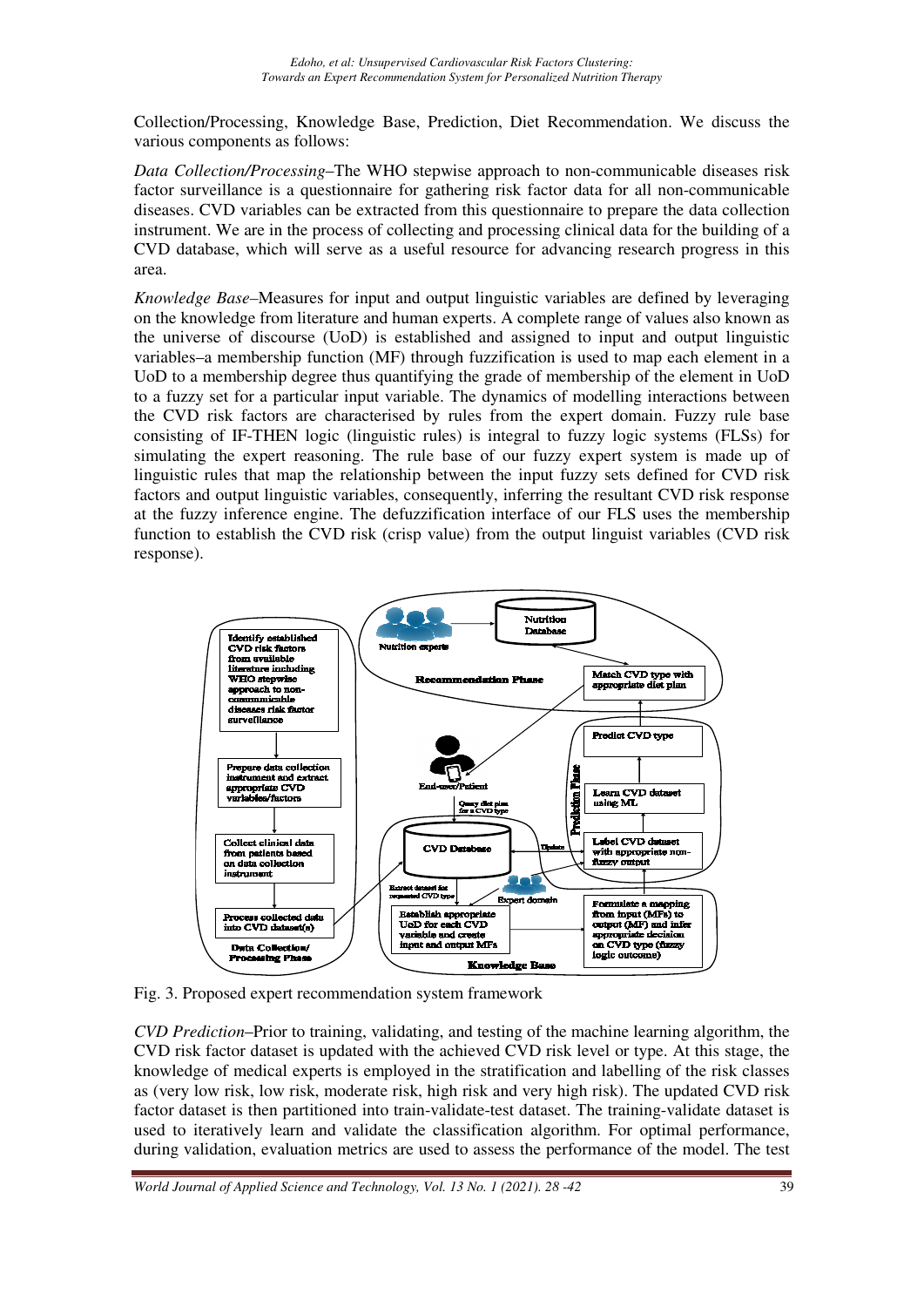Collection/Processing, Knowledge Base, Prediction, Diet Recommendation. We discuss the various components as follows:

*Data Collection/Processing*–The WHO stepwise approach to non-communicable diseases risk factor surveillance is a questionnaire for gathering risk factor data for all non-communicable diseases. CVD variables can be extracted from this questionnaire to prepare the data collection instrument. We are in the process of collecting and processing clinical data for the building of a CVD database, which will serve as a useful resource for advancing research progress in this area.

*Knowledge Base*–Measures for input and output linguistic variables are defined by leveraging on the knowledge from literature and human experts. A complete range of values also known as the universe of discourse (UoD) is established and assigned to input and output linguistic variables–a membership function (MF) through fuzzification is used to map each element in a UoD to a membership degree thus quantifying the grade of membership of the element in UoD to a fuzzy set for a particular input variable. The dynamics of modelling interactions between the CVD risk factors are characterised by rules from the expert domain. Fuzzy rule base consisting of IF-THEN logic (linguistic rules) is integral to fuzzy logic systems (FLSs) for simulating the expert reasoning. The rule base of our fuzzy expert system is made up of linguistic rules that map the relationship between the input fuzzy sets defined for CVD risk factors and output linguistic variables, consequently, inferring the resultant CVD risk response at the fuzzy inference engine. The defuzzification interface of our FLS uses the membership function to establish the CVD risk (crisp value) from the output linguist variables (CVD risk response).

Fig. 3. Proposed expert recommendation system framework

*CVD Prediction*–Prior to training, validating, and testing of the machine learning algorithm, the CVD risk factor dataset is updated with the achieved CVD risk level or type. At this stage, the knowledge of medical experts is employed in the stratification and labelling of the risk classes as (very low risk, low risk, moderate risk, high risk and very high risk). The updated CVD risk factor dataset is then partitioned into train-validate-test dataset. The training-validate dataset is used to iteratively learn and validate the classification algorithm. For optimal performance, during validation, evaluation metrics are used to assess the performance of the model. The test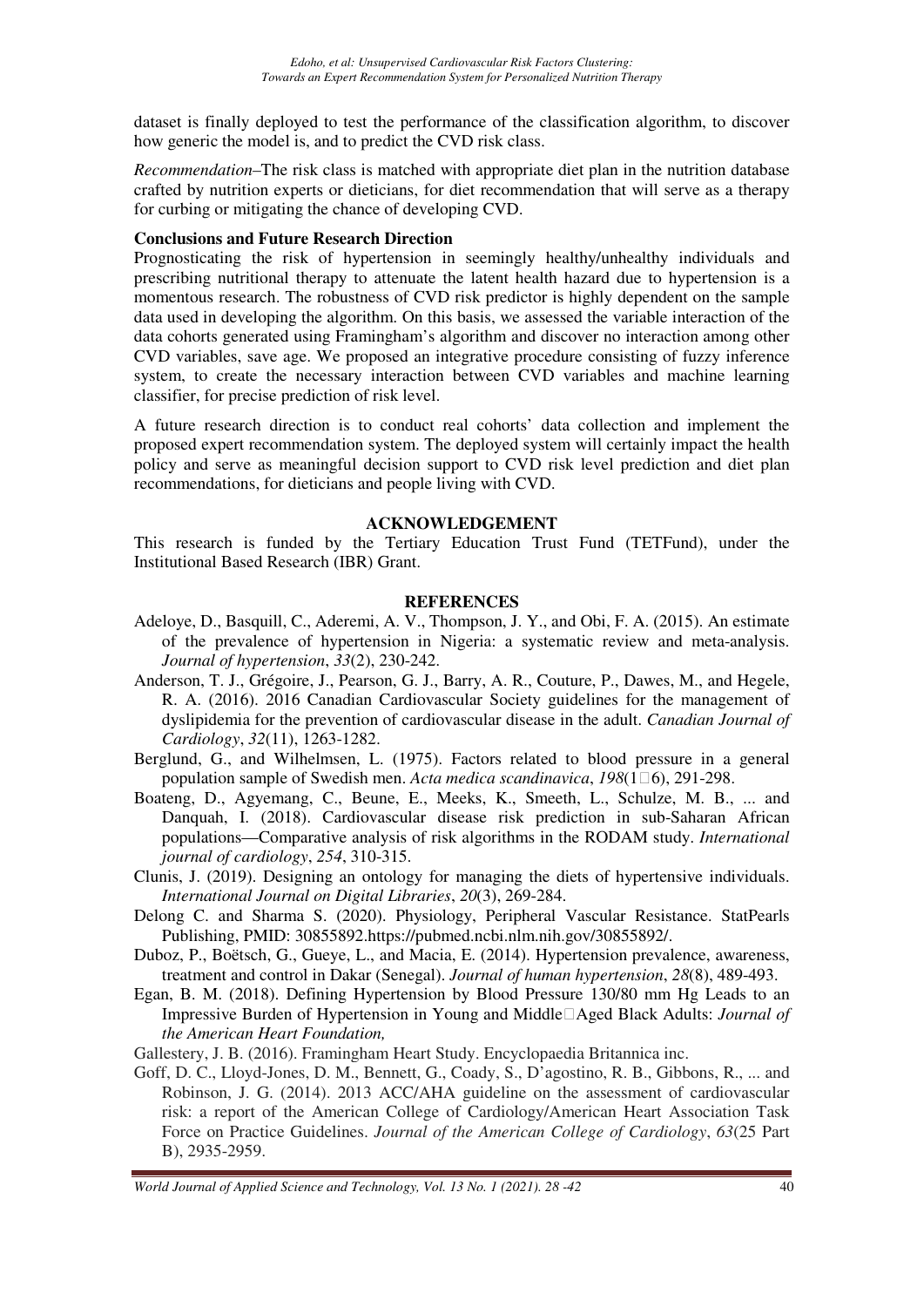dataset is finally deployed to test the performance of the classification algorithm, to discover how generic the model is, and to predict the CVD risk class.

*Recommendation*–The risk class is matched with appropriate diet plan in the nutrition database crafted by nutrition experts or dieticians, for diet recommendation that will serve as a therapy for curbing or mitigating the chance of developing CVD.

**Conclusions and Future Research Direction**

Prognosticating the risk of hypertension in seemingly healthy/unhealthy individuals and prescribing nutritional therapy to attenuate the latent health hazard due to hypertension is a momentous research. The robustness of CVD risk predictor is highly dependent on the sample data used in developing the algorithm. On this basis, we assessed the variable interaction of the data cohorts generated using Framingham's algorithm and discover no interaction among other CVD variables, save age. We proposed an integrative procedure consisting of fuzzy inference system, to create the necessary interaction between CVD variables and machine learning classifier, for precise prediction of risk level.

A future research direction is to conduct real cohorts' data collection and implement the proposed expert recommendation system. The deployed system will certainly impact the health policy and serve as meaningful decision support to CVD risk level prediction and diet plan recommendations, for dieticians and people living with CVD.

## ACKNOWLEDGEMENT

This research is funded by the Tertiary Education Trust Fund (TETFund), under the Institutional Based Research (IBR) Grant.

## REFERENCES

Adeloye, D., Basquill, C., Aderemi, A. V., Thompson, J. Y., and Obi, F. A. (2015). An estimate of the prevalence of hypertension in Nigeria: a systematic review and meta-analysis. *Journal of hypertension*, *33*(2), 230-242.

Anderson, T. J., Grégoire, J., Pearson, G. J., Barry, A. R., Couture, P., Dawes, M., and Hegele, R. A. (2016). 2016 Canadian Cardiovascular Society guidelines for the management of dyslipidemia for the prevention of cardiovascular disease in the adult. *Canadian Journal of Cardiology*, *32*(11), 1263-1282.

Berglund, G., and Wilhelmsen, L. (1975). Factors related to blood pressure in a general population sample of Swedish men. *Acta medica scandinavica*, *198*(1‐6), 291-298.

Boateng, D., Agyemang, C., Beune, E., Meeks, K., Smeeth, L., Schulze, M. B., ... and Danquah, I. (2018). Cardiovascular disease risk prediction in sub-Saharan African populations—Comparative analysis of risk algorithms in the RODAM study. *International journal of cardiology*, *254*, 310-315.

Clunis, J. (2019). Designing an ontology for managing the diets of hypertensive individuals. *International Journal on Digital Libraries*, *20*(3), 269-284.

Delong C. and Sharma S. (2020). Physiology, Peripheral Vascular Resistance. StatPearls Publishing, PMID: 30855892.https://pubmed.ncbi.nlm.nih.gov/30855892/.

Duboz, P., Boëtsch, G., Gueye, L., and Macia, E. (2014). Hypertension prevalence, awareness, treatment and control in Dakar (Senegal). *Journal of human hypertension*, *28*(8), 489-493.

Egan, B. M. (2018). Defining Hypertension by Blood Pressure 130/80 mm Hg Leads to an Impressive Burden of Hypertension in Young and Middle‐Aged Black Adults: *Journal of the American Heart Foundation,*

Gallestery, J. B. (2016). Framingham Heart Study. Encyclopaedia Britannica inc.

Goff, D. C., Lloyd-Jones, D. M., Bennett, G., Coady, S., D'agostino, R. B., Gibbons, R., ... and Robinson, J. G. (2014). 2013 ACC/AHA guideline on the assessment of cardiovascular risk: a report of the American College of Cardiology/American Heart Association Task Force on Practice Guidelines. *Journal of the American College of Cardiology*, *63*(25 Part B), 2935-2959.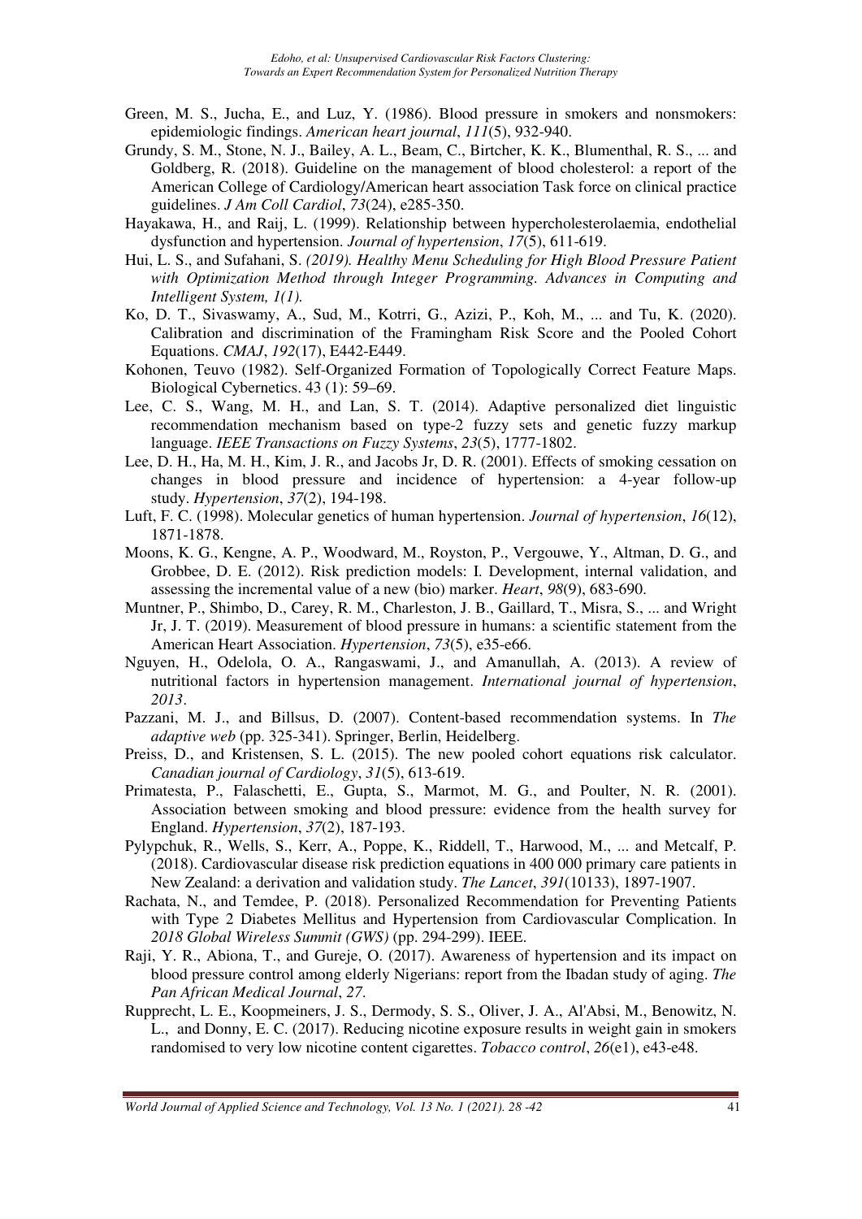Green, M. S., Jucha, E., and Luz, Y. (1986). Blood pressure in smokers and nonsmokers: epidemiologic findings. *American heart journal*, *111*(5), 932-940.

Grundy, S. M., Stone, N. J., Bailey, A. L., Beam, C., Birtcher, K. K., Blumenthal, R. S., ... and Goldberg, R. (2018). Guideline on the management of blood cholesterol: a report of the American College of Cardiology/American heart association Task force on clinical practice guidelines. *J Am Coll Cardiol*, *73*(24), e285-350.

Hayakawa, H., and Raij, L. (1999). Relationship between hypercholesterolaemia, endothelial dysfunction and hypertension. *Journal of hypertension*, *17*(5), 611-619.

Hui, L. S., and Sufahani, S. *(2019). Healthy Menu Scheduling for High Blood Pressure Patient with Optimization Method through Integer Programming. Advances in Computing and Intelligent System, 1(1).*

Ko, D. T., Sivaswamy, A., Sud, M., Kotrri, G., Azizi, P., Koh, M., ... and Tu, K. (2020). Calibration and discrimination of the Framingham Risk Score and the Pooled Cohort Equations. *CMAJ*, *192*(17), E442-E449.

Kohonen, Teuvo (1982). Self-Organized Formation of Topologically Correct Feature Maps. Biological Cybernetics. 43 (1): 59–69.

Lee, C. S., Wang, M. H., and Lan, S. T. (2014). Adaptive personalized diet linguistic recommendation mechanism based on type-2 fuzzy sets and genetic fuzzy markup language. *IEEE Transactions on Fuzzy Systems*, *23*(5), 1777-1802.

Lee, D. H., Ha, M. H., Kim, J. R., and Jacobs Jr, D. R. (2001). Effects of smoking cessation on changes in blood pressure and incidence of hypertension: a 4-year follow-up study. *Hypertension*, *37*(2), 194-198.

Luft, F. C. (1998). Molecular genetics of human hypertension. *Journal of hypertension*, *16*(12), 1871-1878.

Moons, K. G., Kengne, A. P., Woodward, M., Royston, P., Vergouwe, Y., Altman, D. G., and Grobbee, D. E. (2012). Risk prediction models: I. Development, internal validation, and assessing the incremental value of a new (bio) marker. *Heart*, *98*(9), 683-690.

Muntner, P., Shimbo, D., Carey, R. M., Charleston, J. B., Gaillard, T., Misra, S., ... and Wright Jr, J. T. (2019). Measurement of blood pressure in humans: a scientific statement from the American Heart Association. *Hypertension*, *73*(5), e35-e66.

Nguyen, H., Odelola, O. A., Rangaswami, J., and Amanullah, A. (2013). A review of nutritional factors in hypertension management. *International journal of hypertension*, *2013*.

Pazzani, M. J., and Billsus, D. (2007). Content-based recommendation systems. In *The adaptive web* (pp. 325-341). Springer, Berlin, Heidelberg.

Preiss, D., and Kristensen, S. L. (2015). The new pooled cohort equations risk calculator. *Canadian journal of Cardiology*, *31*(5), 613-619.

Primatesta, P., Falaschetti, E., Gupta, S., Marmot, M. G., and Poulter, N. R. (2001). Association between smoking and blood pressure: evidence from the health survey for England. *Hypertension*, *37*(2), 187-193.

Pylypchuk, R., Wells, S., Kerr, A., Poppe, K., Riddell, T., Harwood, M., ... and Metcalf, P. (2018). Cardiovascular disease risk prediction equations in 400 000 primary care patients in New Zealand: a derivation and validation study. *The Lancet*, *391*(10133), 1897-1907.

Rachata, N., and Temdee, P. (2018). Personalized Recommendation for Preventing Patients with Type 2 Diabetes Mellitus and Hypertension from Cardiovascular Complication. In *2018 Global Wireless Summit (GWS)* (pp. 294-299). IEEE.

Raji, Y. R., Abiona, T., and Gureje, O. (2017). Awareness of hypertension and its impact on blood pressure control among elderly Nigerians: report from the Ibadan study of aging. *The Pan African Medical Journal*, *27*.

Rupprecht, L. E., Koopmeiners, J. S., Dermody, S. S., Oliver, J. A., Al'Absi, M., Benowitz, N. L., and Donny, E. C. (2017). Reducing nicotine exposure results in weight gain in smokers randomised to very low nicotine content cigarettes. *Tobacco control*, *26*(e1), e43-e48.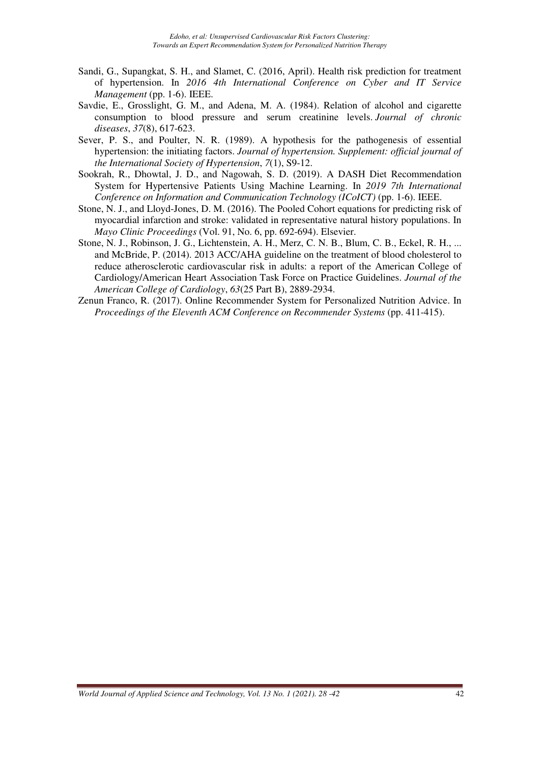Sandi, G., Supangkat, S. H., and Slamet, C. (2016, April). Health risk prediction for treatment of hypertension. In *2016 4th International Conference on Cyber and IT Service Management* (pp. 1-6). IEEE.

Savdie, E., Grosslight, G. M., and Adena, M. A. (1984). Relation of alcohol and cigarette consumption to blood pressure and serum creatinine levels. *Journal of chronic diseases*, *37*(8), 617-623.

Sever, P. S., and Poulter, N. R. (1989). A hypothesis for the pathogenesis of essential hypertension: the initiating factors. *Journal of hypertension. Supplement: official journal of the International Society of Hypertension*, *7*(1), S9-12.

Sookrah, R., Dhowtal, J. D., and Nagowah, S. D. (2019). A DASH Diet Recommendation System for Hypertensive Patients Using Machine Learning. In *2019 7th International Conference on Information and Communication Technology (ICoICT)* (pp. 1-6). IEEE.

Stone, N. J., and Lloyd-Jones, D. M. (2016). The Pooled Cohort equations for predicting risk of myocardial infarction and stroke: validated in representative natural history populations. In *Mayo Clinic Proceedings* (Vol. 91, No. 6, pp. 692-694). Elsevier.

Stone, N. J., Robinson, J. G., Lichtenstein, A. H., Merz, C. N. B., Blum, C. B., Eckel, R. H., ... and McBride, P. (2014). 2013 ACC/AHA guideline on the treatment of blood cholesterol to reduce atherosclerotic cardiovascular risk in adults: a report of the American College of Cardiology/American Heart Association Task Force on Practice Guidelines. *Journal of the American College of Cardiology*, *63*(25 Part B), 2889-2934.

Zenun Franco, R. (2017). Online Recommender System for Personalized Nutrition Advice. In *Proceedings of the Eleventh ACM Conference on Recommender Systems* (pp. 411-415).